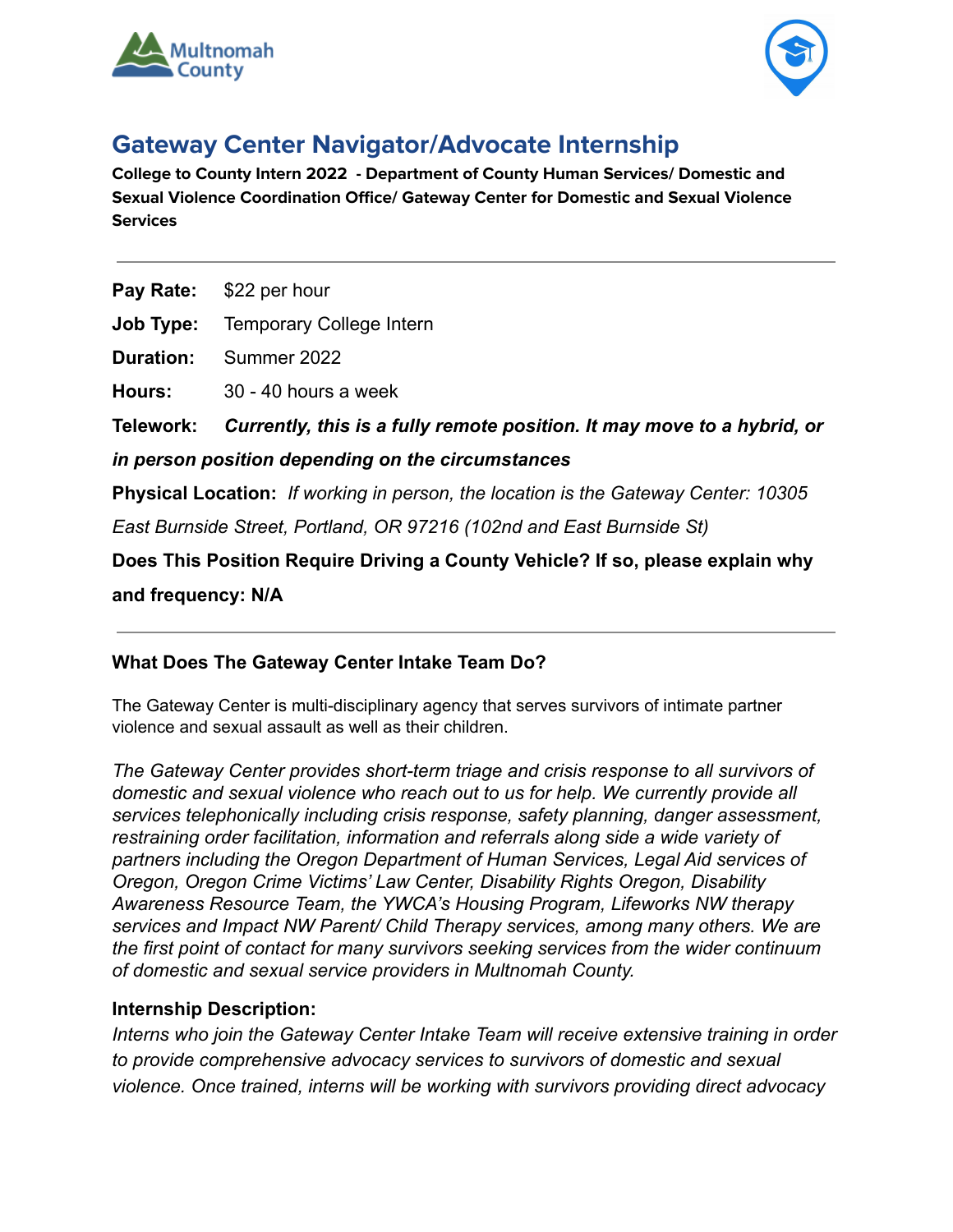# Gateway Center Navigator/Advocate Internship

**College to County Intern 2022 - Department of County Human Services/ Domestic and Sexual Violence Coordination Office/ Gateway Center for Domestic and Sexual Violence Services**

---

**Pay Rate:** $22 per hour

**Job Type:** Temporary College Intern

**Duration:** Summer 2022

**Hours:** 30 - 40 hours a week

**Telework:** ***Currently, this is a fully remote position. It may move to a hybrid, or in person position depending on the circumstances***

**Physical Location:** *If working in person, the location is the Gateway Center: 10305 East Burnside Street, Portland, OR 97216 (102nd and East Burnside St)*

**Does This Position Require Driving a County Vehicle? If so, please explain why and frequency: N/A**

---

### What Does The Gateway Center Intake Team Do?

The Gateway Center is multi-disciplinary agency that serves survivors of intimate partner violence and sexual assault as well as their children.

*The Gateway Center provides short-term triage and crisis response to all survivors of domestic and sexual violence who reach out to us for help. We currently provide all services telephonically including crisis response, safety planning, danger assessment, restraining order facilitation, information and referrals along side a wide variety of partners including the Oregon Department of Human Services, Legal Aid services of Oregon, Oregon Crime Victims' Law Center, Disability Rights Oregon, Disability Awareness Resource Team, the YWCA's Housing Program, Lifeworks NW therapy services and Impact NW Parent/ Child Therapy services, among many others. We are the first point of contact for many survivors seeking services from the wider continuum of domestic and sexual service providers in Multnomah County.*

### Internship Description:

*Interns who join the Gateway Center Intake Team will receive extensive training in order to provide comprehensive advocacy services to survivors of domestic and sexual violence. Once trained, interns will be working with survivors providing direct advocacy*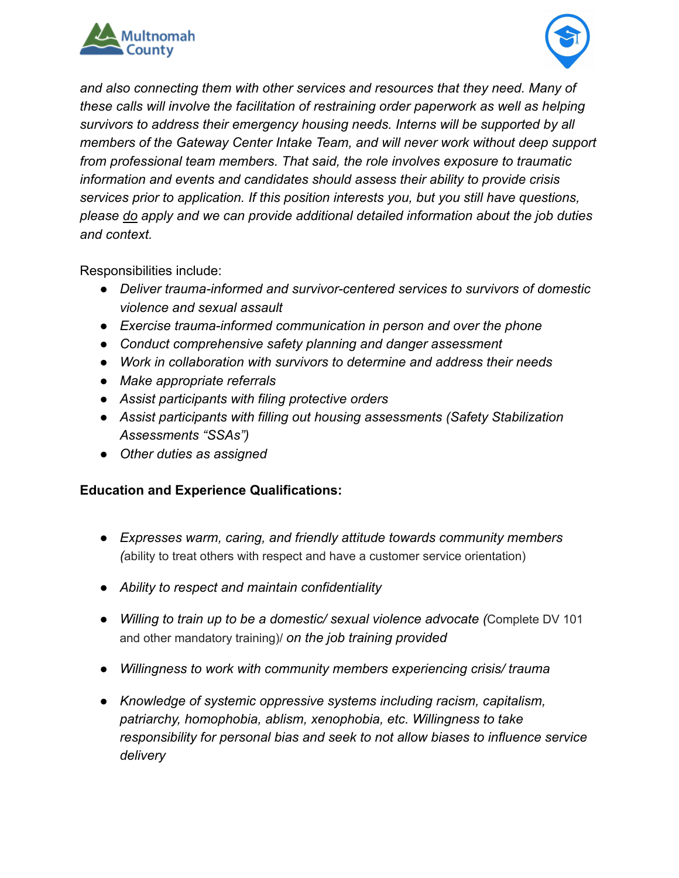*and also connecting them with other services and resources that they need. Many of these calls will involve the facilitation of restraining order paperwork as well as helping survivors to address their emergency housing needs. Interns will be supported by all members of the Gateway Center Intake Team, and will never work without deep support from professional team members. That said, the role involves exposure to traumatic information and events and candidates should assess their ability to provide crisis services prior to application. If this position interests you, but you still have questions, please do apply and we can provide additional detailed information about the job duties and context.*

Responsibilities include:

- *Deliver trauma-informed and survivor-centered services to survivors of domestic violence and sexual assault*
- *Exercise trauma-informed communication in person and over the phone*
- *Conduct comprehensive safety planning and danger assessment*
- *Work in collaboration with survivors to determine and address their needs*
- *Make appropriate referrals*
- *Assist participants with filing protective orders*
- *Assist participants with filling out housing assessments (Safety Stabilization Assessments "SSAs")*
- *Other duties as assigned*

**Education and Experience Qualifications:**

- *Expresses warm, caring, and friendly attitude towards community members (*ability to treat others with respect and have a customer service orientation)
- *Ability to respect and maintain confidentiality*
- *Willing to train up to be a domestic/ sexual violence advocate (*Complete DV 101 and other mandatory training)/ *on the job training provided*
- *Willingness to work with community members experiencing crisis/ trauma*
- *Knowledge of systemic oppressive systems including racism, capitalism, patriarchy, homophobia, ablism, xenophobia, etc. Willingness to take responsibility for personal bias and seek to not allow biases to influence service delivery*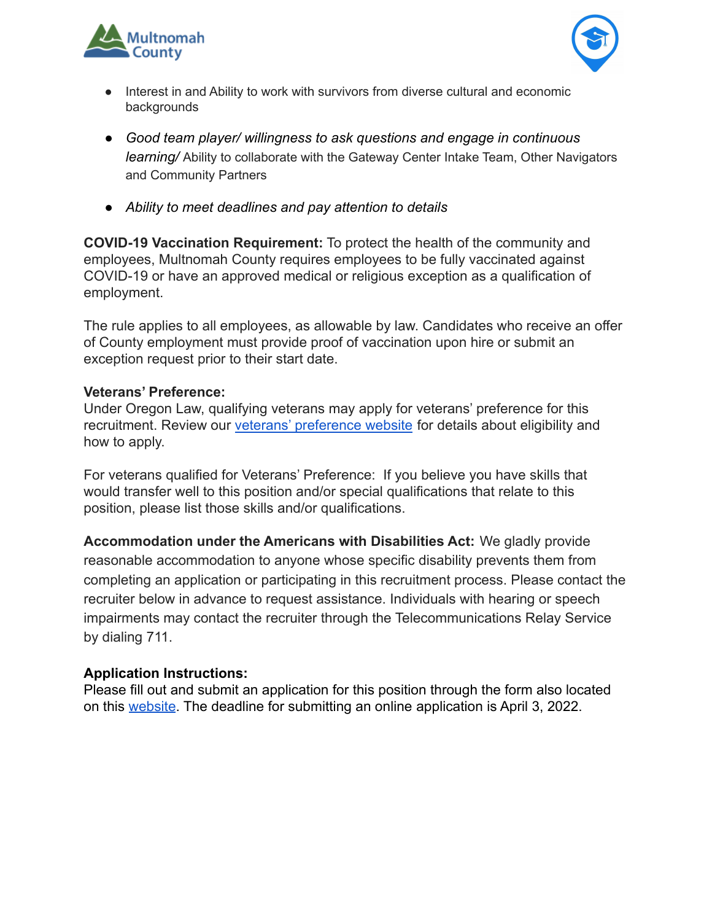- Interest in and Ability to work with survivors from diverse cultural and economic backgrounds
- *Good team player/ willingness to ask questions and engage in continuous learning/* Ability to collaborate with the Gateway Center Intake Team, Other Navigators and Community Partners
- *Ability to meet deadlines and pay attention to details*

**COVID-19 Vaccination Requirement:** To protect the health of the community and employees, Multnomah County requires employees to be fully vaccinated against COVID-19 or have an approved medical or religious exception as a qualification of employment.

The rule applies to all employees, as allowable by law. Candidates who receive an offer of County employment must provide proof of vaccination upon hire or submit an exception request prior to their start date.

**Veterans' Preference:**
Under Oregon Law, qualifying veterans may apply for veterans' preference for this recruitment. Review our veterans' preference website for details about eligibility and how to apply.

For veterans qualified for Veterans' Preference: If you believe you have skills that would transfer well to this position and/or special qualifications that relate to this position, please list those skills and/or qualifications.

**Accommodation under the Americans with Disabilities Act:** We gladly provide reasonable accommodation to anyone whose specific disability prevents them from completing an application or participating in this recruitment process. Please contact the recruiter below in advance to request assistance. Individuals with hearing or speech impairments may contact the recruiter through the Telecommunications Relay Service by dialing 711.

**Application Instructions:**
Please fill out and submit an application for this position through the form also located on this website. The deadline for submitting an online application is April 3, 2022.